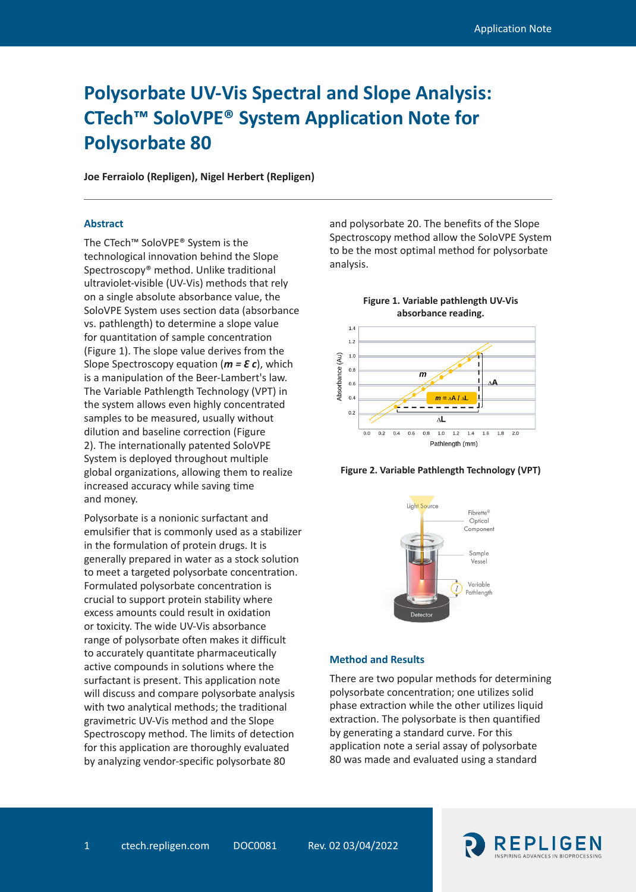# Polysorbate UV-Vis Spectral and Slope Analysis: CTech™ SoloVPE® System Application Note for Polysorbate 80

**Joe Ferraiolo (Repligen), Nigel Herbert (Repligen)**

## Abstract

The CTech™ SoloVPE® System is the technological innovation behind the Slope Spectroscopy® method. Unlike traditional ultraviolet-visible (UV-Vis) methods that rely on a single absolute absorbance value, the SoloVPE System uses section data (absorbance vs. pathlength) to determine a slope value for quantitation of sample concentration (Figure 1). The slope value derives from the Slope Spectroscopy equation (***m = Ɛ c***), which is a manipulation of the Beer-Lambert's law. The Variable Pathlength Technology (VPT) in the system allows even highly concentrated samples to be measured, usually without dilution and baseline correction (Figure 2). The internationally patented SoloVPE System is deployed throughout multiple global organizations, allowing them to realize increased accuracy while saving time and money.

Polysorbate is a nonionic surfactant and emulsifier that is commonly used as a stabilizer in the formulation of protein drugs. It is generally prepared in water as a stock solution to meet a targeted polysorbate concentration. Formulated polysorbate concentration is crucial to support protein stability where excess amounts could result in oxidation or toxicity. The wide UV-Vis absorbance range of polysorbate often makes it difficult to accurately quantitate pharmaceutically active compounds in solutions where the surfactant is present. This application note will discuss and compare polysorbate analysis with two analytical methods; the traditional gravimetric UV-Vis method and the Slope Spectroscopy method. The limits of detection for this application are thoroughly evaluated by analyzing vendor-specific polysorbate 80 and polysorbate 20. The benefits of the Slope Spectroscopy method allow the SoloVPE System to be the most optimal method for polysorbate analysis.

**Figure 1. Variable pathlength UV-Vis absorbance reading.**

**Figure 2. Variable Pathlength Technology (VPT)**

## Method and Results

There are two popular methods for determining polysorbate concentration; one utilizes solid phase extraction while the other utilizes liquid extraction. The polysorbate is then quantified by generating a standard curve. For this application note a serial assay of polysorbate 80 was made and evaluated using a standard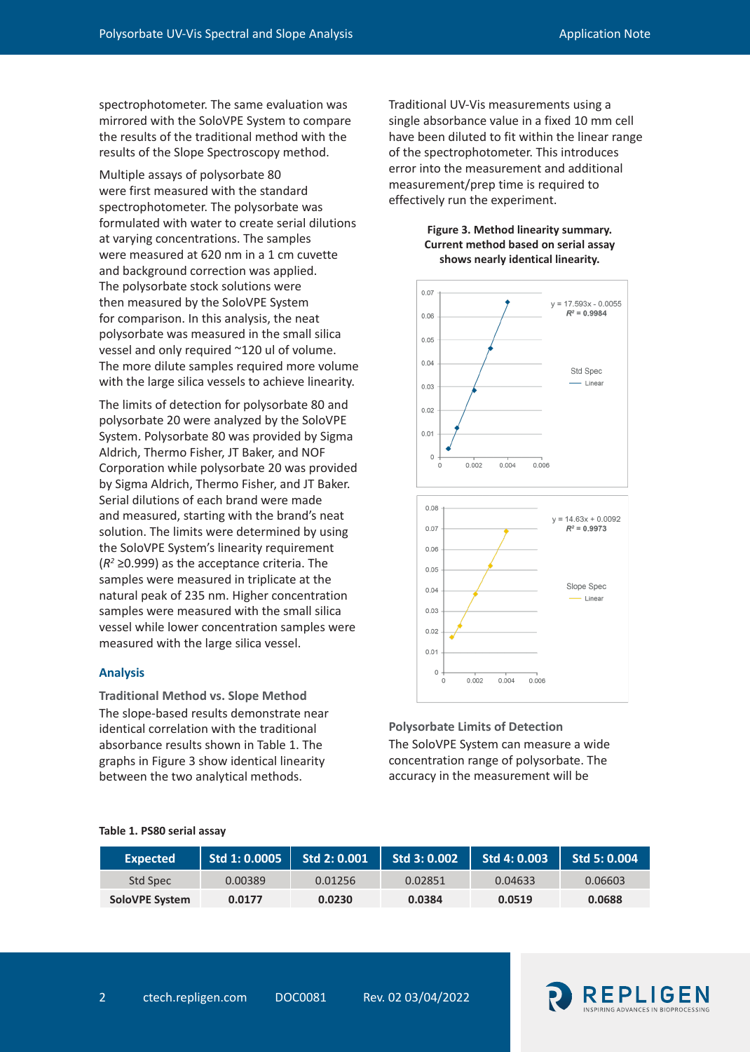spectrophotometer. The same evaluation was mirrored with the SoloVPE System to compare the results of the traditional method with the results of the Slope Spectroscopy method.

Multiple assays of polysorbate 80 were first measured with the standard spectrophotometer. The polysorbate was formulated with water to create serial dilutions at varying concentrations. The samples were measured at 620 nm in a 1 cm cuvette and background correction was applied. The polysorbate stock solutions were then measured by the SoloVPE System for comparison. In this analysis, the neat polysorbate was measured in the small silica vessel and only required ~120 ul of volume. The more dilute samples required more volume with the large silica vessels to achieve linearity.

The limits of detection for polysorbate 80 and polysorbate 20 were analyzed by the SoloVPE System. Polysorbate 80 was provided by Sigma Aldrich, Thermo Fisher, JT Baker, and NOF Corporation while polysorbate 20 was provided by Sigma Aldrich, Thermo Fisher, and JT Baker. Serial dilutions of each brand were made and measured, starting with the brand's neat solution. The limits were determined by using the SoloVPE System's linearity requirement ($R^2$ ≥0.999) as the acceptance criteria. The samples were measured in triplicate at the natural peak of 235 nm. Higher concentration samples were measured with the small silica vessel while lower concentration samples were measured with the large silica vessel.

## Analysis

### Traditional Method vs. Slope Method

The slope-based results demonstrate near identical correlation with the traditional absorbance results shown in Table 1. The graphs in Figure 3 show identical linearity between the two analytical methods.

Traditional UV-Vis measurements using a single absorbance value in a fixed 10 mm cell have been diluted to fit within the linear range of the spectrophotometer. This introduces error into the measurement and additional measurement/prep time is required to effectively run the experiment.

**Figure 3. Method linearity summary. Current method based on serial assay shows nearly identical linearity.**

### Polysorbate Limits of Detection

The SoloVPE System can measure a wide concentration range of polysorbate. The accuracy in the measurement will be

**Table 1. PS80 serial assay**

| Expected | Std 1: 0.0005 | Std 2: 0.001 | Std 3: 0.002 | Std 4: 0.003 | Std 5: 0.004 |
|---|---|---|---|---|---|
| Std Spec | 0.00389 | 0.01256 | 0.02851 | 0.04633 | 0.06603 |
| **SoloVPE System** | **0.0177** | **0.0230** | **0.0384** | **0.0519** | **0.0688** |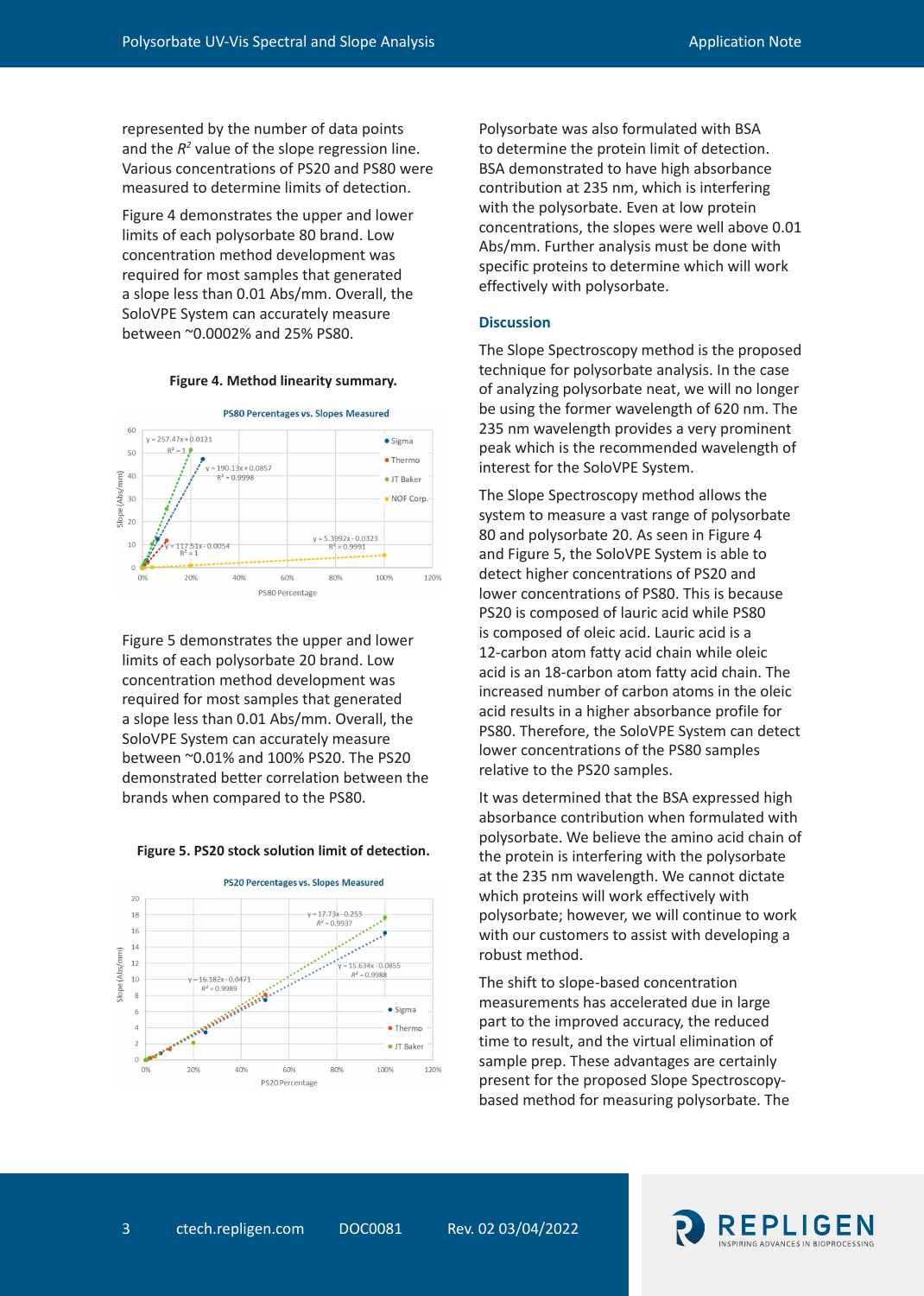represented by the number of data points and the $R^2$ value of the slope regression line. Various concentrations of PS20 and PS80 were measured to determine limits of detection.

Figure 4 demonstrates the upper and lower limits of each polysorbate 80 brand. Low concentration method development was required for most samples that generated a slope less than 0.01 Abs/mm. Overall, the SoloVPE System can accurately measure between ~0.0002% and 25% PS80.

**Figure 4. Method linearity summary.**

Figure 5 demonstrates the upper and lower limits of each polysorbate 20 brand. Low concentration method development was required for most samples that generated a slope less than 0.01 Abs/mm. Overall, the SoloVPE System can accurately measure between ~0.01% and 100% PS20. The PS20 demonstrated better correlation between the brands when compared to the PS80.

**Figure 5. PS20 stock solution limit of detection.**

Polysorbate was also formulated with BSA to determine the protein limit of detection. BSA demonstrated to have high absorbance contribution at 235 nm, which is interfering with the polysorbate. Even at low protein concentrations, the slopes were well above 0.01 Abs/mm. Further analysis must be done with specific proteins to determine which will work effectively with polysorbate.

## Discussion

The Slope Spectroscopy method is the proposed technique for polysorbate analysis. In the case of analyzing polysorbate neat, we will no longer be using the former wavelength of 620 nm. The 235 nm wavelength provides a very prominent peak which is the recommended wavelength of interest for the SoloVPE System.

The Slope Spectroscopy method allows the system to measure a vast range of polysorbate 80 and polysorbate 20. As seen in Figure 4 and Figure 5, the SoloVPE System is able to detect higher concentrations of PS20 and lower concentrations of PS80. This is because PS20 is composed of lauric acid while PS80 is composed of oleic acid. Lauric acid is a 12-carbon atom fatty acid chain while oleic acid is an 18-carbon atom fatty acid chain. The increased number of carbon atoms in the oleic acid results in a higher absorbance profile for PS80. Therefore, the SoloVPE System can detect lower concentrations of the PS80 samples relative to the PS20 samples.

It was determined that the BSA expressed high absorbance contribution when formulated with polysorbate. We believe the amino acid chain of the protein is interfering with the polysorbate at the 235 nm wavelength. We cannot dictate which proteins will work effectively with polysorbate; however, we will continue to work with our customers to assist with developing a robust method.

The shift to slope-based concentration measurements has accelerated due in large part to the improved accuracy, the reduced time to result, and the virtual elimination of sample prep. These advantages are certainly present for the proposed Slope Spectroscopy-based method for measuring polysorbate. The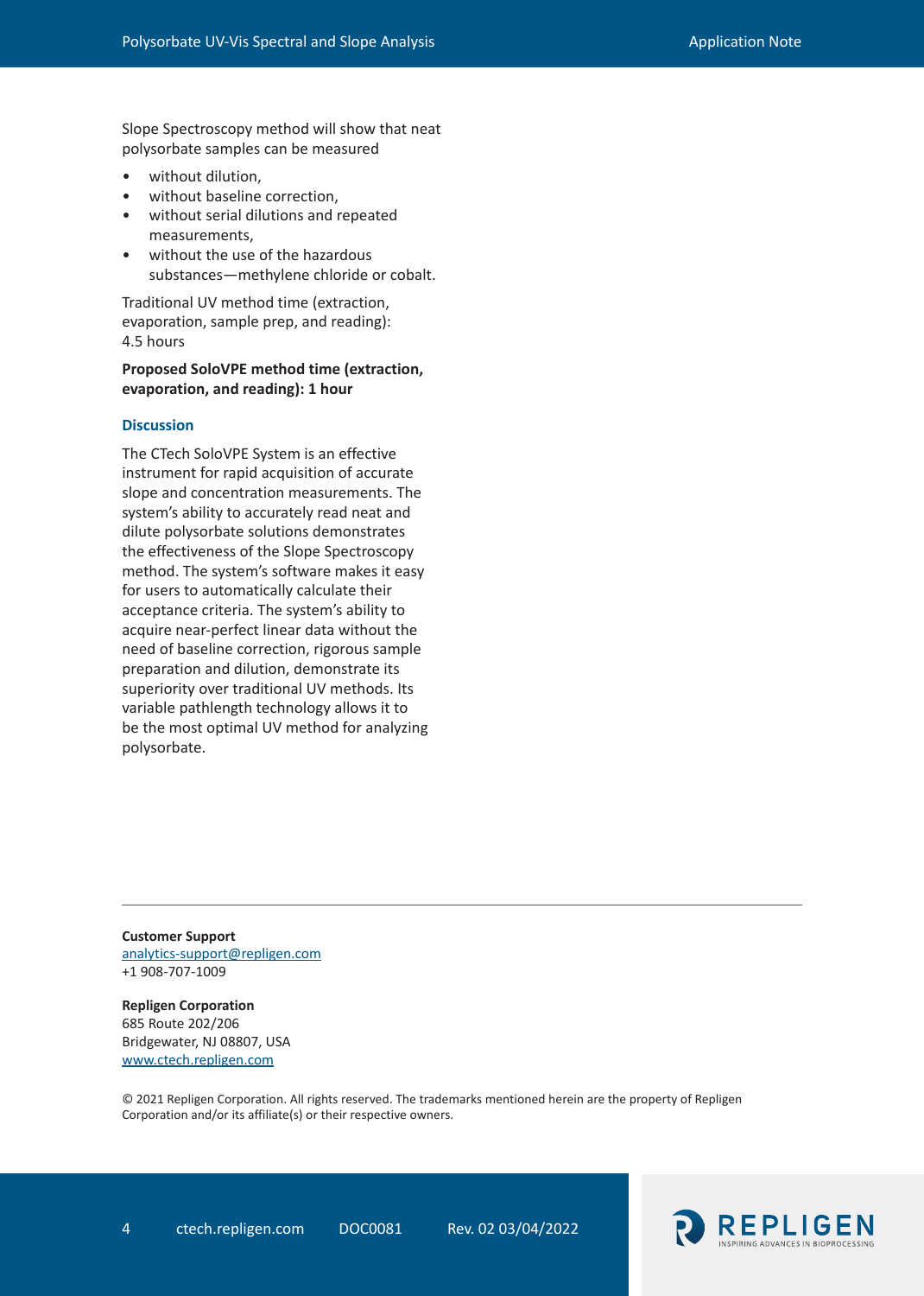Slope Spectroscopy method will show that neat polysorbate samples can be measured

- without dilution,
- without baseline correction,
- without serial dilutions and repeated measurements,
- without the use of the hazardous substances—methylene chloride or cobalt.

Traditional UV method time (extraction, evaporation, sample prep, and reading): 4.5 hours

**Proposed SoloVPE method time (extraction, evaporation, and reading): 1 hour**

### Discussion

The CTech SoloVPE System is an effective instrument for rapid acquisition of accurate slope and concentration measurements. The system's ability to accurately read neat and dilute polysorbate solutions demonstrates the effectiveness of the Slope Spectroscopy method. The system's software makes it easy for users to automatically calculate their acceptance criteria. The system's ability to acquire near-perfect linear data without the need of baseline correction, rigorous sample preparation and dilution, demonstrate its superiority over traditional UV methods. Its variable pathlength technology allows it to be the most optimal UV method for analyzing polysorbate.

---

**Customer Support**
analytics-support@repligen.com
+1 908-707-1009

**Repligen Corporation**
685 Route 202/206
Bridgewater, NJ 08807, USA
www.ctech.repligen.com

© 2021 Repligen Corporation. All rights reserved. The trademarks mentioned herein are the property of Repligen Corporation and/or its affiliate(s) or their respective owners.